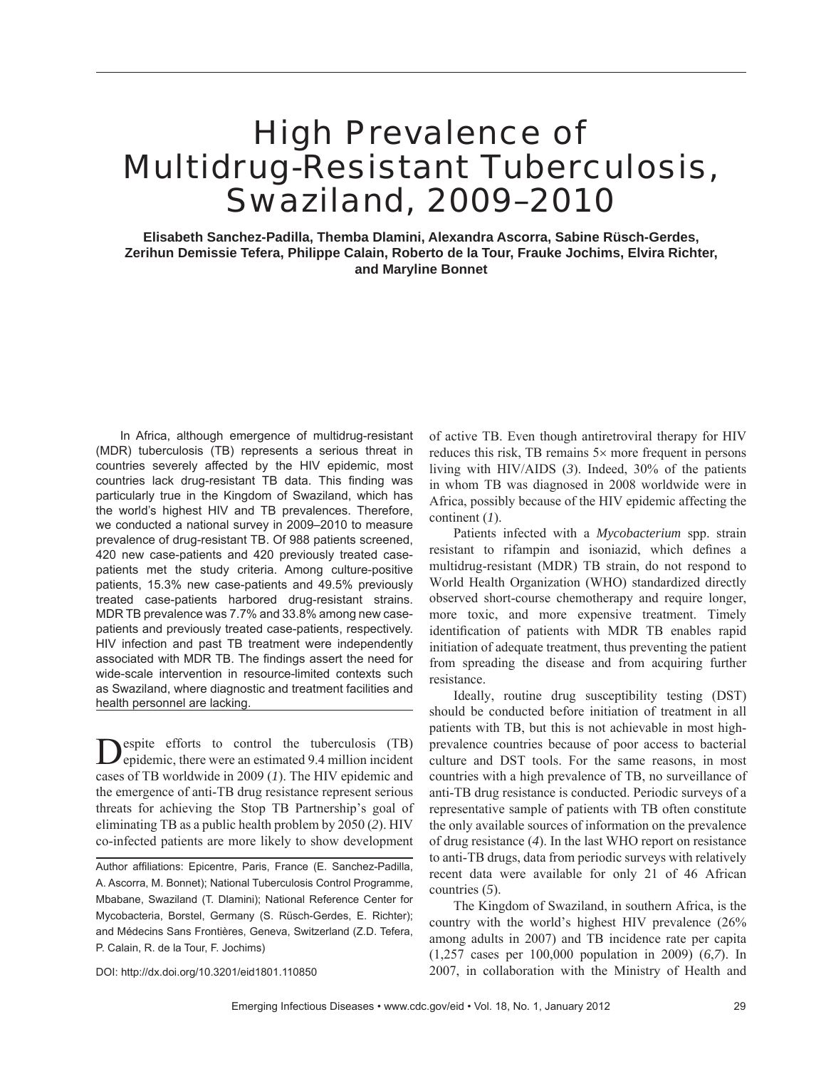# High Prevalence of Multidrug-Resistant Tuberculosis, Swaziland, 2009–2010

**Elisabeth Sanchez-Padilla, Themba Dlamini, Alexandra Ascorra, Sabine Rüsch-Gerdes, Zerihun Demissie Tefera, Philippe Calain, Roberto de la Tour, Frauke Jochims, Elvira Richter, and Maryline Bonnet**

In Africa, although emergence of multidrug-resistant (MDR) tuberculosis (TB) represents a serious threat in countries severely affected by the HIV epidemic, most countries lack drug-resistant TB data. This finding was particularly true in the Kingdom of Swaziland, which has the world's highest HIV and TB prevalences. Therefore, we conducted a national survey in 2009–2010 to measure prevalence of drug-resistant TB. Of 988 patients screened, 420 new case-patients and 420 previously treated case-patients met the study criteria. Among culture-positive patients, 15.3% new case-patients and 49.5% previously treated case-patients harbored drug-resistant strains. MDR TB prevalence was 7.7% and 33.8% among new case-patients and previously treated case-patients, respectively. HIV infection and past TB treatment were independently associated with MDR TB. The findings assert the need for wide-scale intervention in resource-limited contexts such as Swaziland, where diagnostic and treatment facilities and health personnel are lacking.

Despite efforts to control the tuberculosis (TB) epidemic, there were an estimated 9.4 million incident cases of TB worldwide in 2009 (*1*). The HIV epidemic and the emergence of anti-TB drug resistance represent serious threats for achieving the Stop TB Partnership's goal of eliminating TB as a public health problem by 2050 (*2*). HIV co-infected patients are more likely to show development of active TB. Even though antiretroviral therapy for HIV reduces this risk, TB remains 5× more frequent in persons living with HIV/AIDS (*3*). Indeed, 30% of the patients in whom TB was diagnosed in 2008 worldwide were in Africa, possibly because of the HIV epidemic affecting the continent (*1*).

Patients infected with a *Mycobacterium* spp. strain resistant to rifampin and isoniazid, which defines a multidrug-resistant (MDR) TB strain, do not respond to World Health Organization (WHO) standardized directly observed short-course chemotherapy and require longer, more toxic, and more expensive treatment. Timely identification of patients with MDR TB enables rapid initiation of adequate treatment, thus preventing the patient from spreading the disease and from acquiring further resistance.

Ideally, routine drug susceptibility testing (DST) should be conducted before initiation of treatment in all patients with TB, but this is not achievable in most high-prevalence countries because of poor access to bacterial culture and DST tools. For the same reasons, in most countries with a high prevalence of TB, no surveillance of anti-TB drug resistance is conducted. Periodic surveys of a representative sample of patients with TB often constitute the only available sources of information on the prevalence of drug resistance (*4*). In the last WHO report on resistance to anti-TB drugs, data from periodic surveys with relatively recent data were available for only 21 of 46 African countries (*5*).

The Kingdom of Swaziland, in southern Africa, is the country with the world's highest HIV prevalence (26% among adults in 2007) and TB incidence rate per capita (1,257 cases per 100,000 population in 2009) (*6*,*7*). In 2007, in collaboration with the Ministry of Health and

Author affiliations: Epicentre, Paris, France (E. Sanchez-Padilla, A. Ascorra, M. Bonnet); National Tuberculosis Control Programme, Mbabane, Swaziland (T. Dlamini); National Reference Center for Mycobacteria, Borstel, Germany (S. Rüsch-Gerdes, E. Richter); and Médecins Sans Frontières, Geneva, Switzerland (Z.D. Tefera, P. Calain, R. de la Tour, F. Jochims)

DOI: http://dx.doi.org/10.3201/eid1801.110850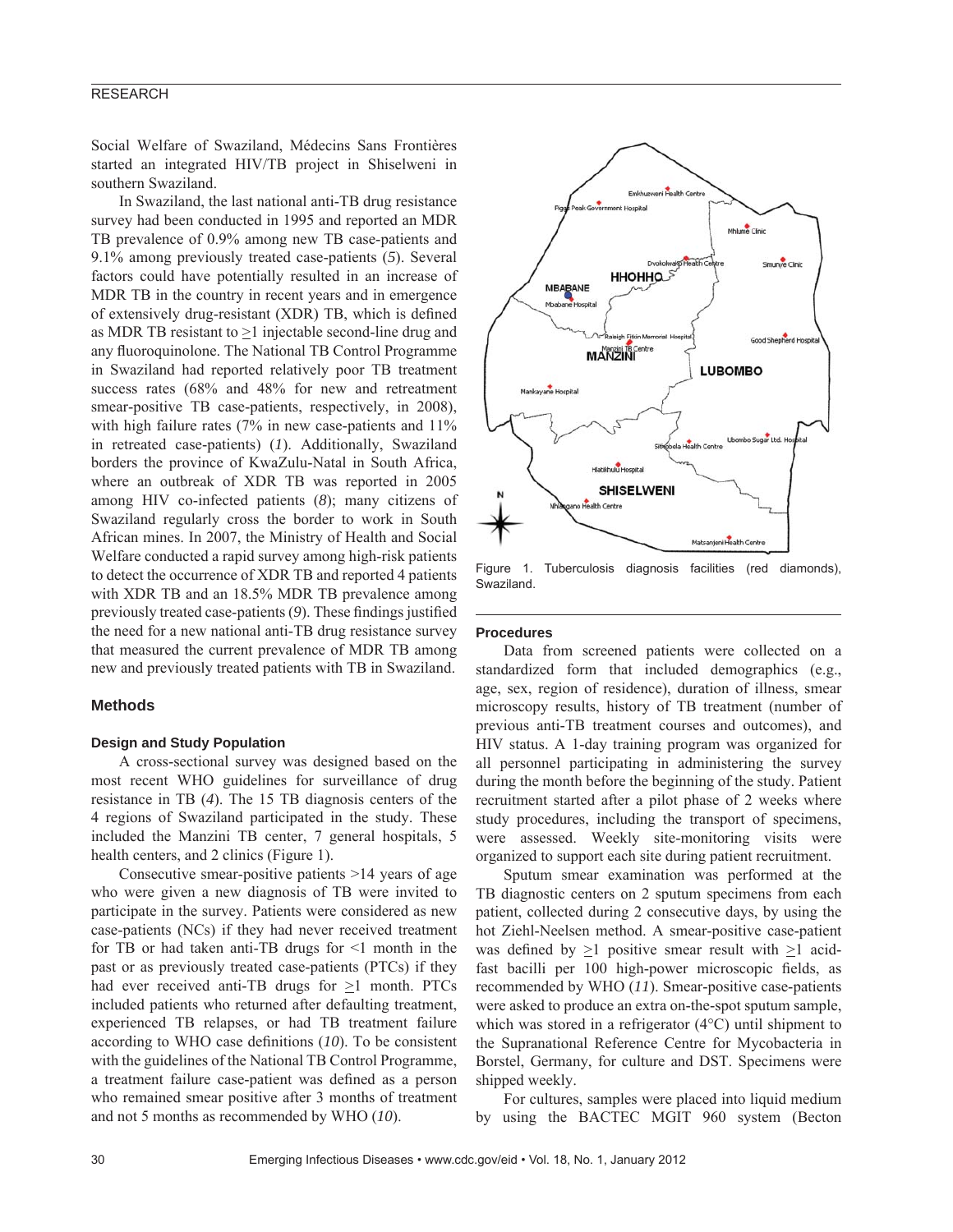Social Welfare of Swaziland, Médecins Sans Frontières started an integrated HIV/TB project in Shiselweni in southern Swaziland.

In Swaziland, the last national anti-TB drug resistance survey had been conducted in 1995 and reported an MDR TB prevalence of 0.9% among new TB case-patients and 9.1% among previously treated case-patients (*5*). Several factors could have potentially resulted in an increase of MDR TB in the country in recent years and in emergence of extensively drug-resistant (XDR) TB, which is defined as MDR TB resistant to ≥1 injectable second-line drug and any fluoroquinolone. The National TB Control Programme in Swaziland had reported relatively poor TB treatment success rates (68% and 48% for new and retreatment smear-positive TB case-patients, respectively, in 2008), with high failure rates (7% in new case-patients and 11% in retreated case-patients) (*1*). Additionally, Swaziland borders the province of KwaZulu-Natal in South Africa, where an outbreak of XDR TB was reported in 2005 among HIV co-infected patients (*8*); many citizens of Swaziland regularly cross the border to work in South African mines. In 2007, the Ministry of Health and Social Welfare conducted a rapid survey among high-risk patients to detect the occurrence of XDR TB and reported 4 patients with XDR TB and an 18.5% MDR TB prevalence among previously treated case-patients (*9*). These findings justified the need for a new national anti-TB drug resistance survey that measured the current prevalence of MDR TB among new and previously treated patients with TB in Swaziland.

## Methods

### Design and Study Population

A cross-sectional survey was designed based on the most recent WHO guidelines for surveillance of drug resistance in TB (*4*). The 15 TB diagnosis centers of the 4 regions of Swaziland participated in the study. These included the Manzini TB center, 7 general hospitals, 5 health centers, and 2 clinics (Figure 1).

Consecutive smear-positive patients >14 years of age who were given a new diagnosis of TB were invited to participate in the survey. Patients were considered as new case-patients (NCs) if they had never received treatment for TB or had taken anti-TB drugs for <1 month in the past or as previously treated case-patients (PTCs) if they had ever received anti-TB drugs for ≥1 month. PTCs included patients who returned after defaulting treatment, experienced TB relapses, or had TB treatment failure according to WHO case definitions (*10*). To be consistent with the guidelines of the National TB Control Programme, a treatment failure case-patient was defined as a person who remained smear positive after 3 months of treatment and not 5 months as recommended by WHO (*10*).

Figure 1. Tuberculosis diagnosis facilities (red diamonds), Swaziland.

### Procedures

Data from screened patients were collected on a standardized form that included demographics (e.g., age, sex, region of residence), duration of illness, smear microscopy results, history of TB treatment (number of previous anti-TB treatment courses and outcomes), and HIV status. A 1-day training program was organized for all personnel participating in administering the survey during the month before the beginning of the study. Patient recruitment started after a pilot phase of 2 weeks where study procedures, including the transport of specimens, were assessed. Weekly site-monitoring visits were organized to support each site during patient recruitment.

Sputum smear examination was performed at the TB diagnostic centers on 2 sputum specimens from each patient, collected during 2 consecutive days, by using the hot Ziehl-Neelsen method. A smear-positive case-patient was defined by ≥1 positive smear result with ≥1 acid-fast bacilli per 100 high-power microscopic fields, as recommended by WHO (*11*). Smear-positive case-patients were asked to produce an extra on-the-spot sputum sample, which was stored in a refrigerator (4°C) until shipment to the Supranational Reference Centre for Mycobacteria in Borstel, Germany, for culture and DST. Specimens were shipped weekly.

For cultures, samples were placed into liquid medium by using the BACTEC MGIT 960 system (Becton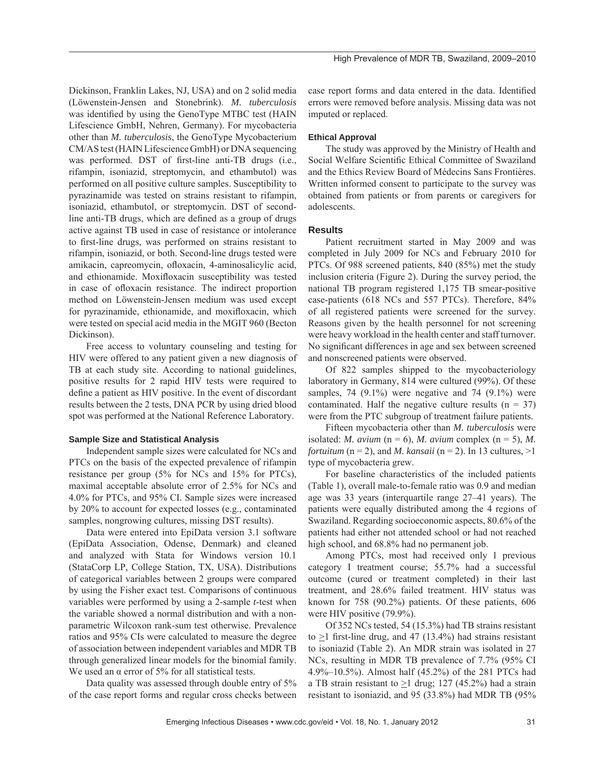Dickinson, Franklin Lakes, NJ, USA) and on 2 solid media (Löwenstein-Jensen and Stonebrink). *M. tuberculosis* was identified by using the GenoType MTBC test (HAIN Lifescience GmbH, Nehren, Germany). For mycobacteria other than *M. tuberculosis*, the GenoType Mycobacterium CM/AS test (HAIN Lifescience GmbH) or DNA sequencing was performed. DST of first-line anti-TB drugs (i.e., rifampin, isoniazid, streptomycin, and ethambutol) was performed on all positive culture samples. Susceptibility to pyrazinamide was tested on strains resistant to rifampin, isoniazid, ethambutol, or streptomycin. DST of second-line anti-TB drugs, which are defined as a group of drugs active against TB used in case of resistance or intolerance to first-line drugs, was performed on strains resistant to rifampin, isoniazid, or both. Second-line drugs tested were amikacin, capreomycin, ofloxacin, 4-aminosalicylic acid, and ethionamide. Moxifloxacin susceptibility was tested in case of ofloxacin resistance. The indirect proportion method on Löwenstein-Jensen medium was used except for pyrazinamide, ethionamide, and moxifloxacin, which were tested on special acid media in the MGIT 960 (Becton Dickinson).

Free access to voluntary counseling and testing for HIV were offered to any patient given a new diagnosis of TB at each study site. According to national guidelines, positive results for 2 rapid HIV tests were required to define a patient as HIV positive. In the event of discordant results between the 2 tests, DNA PCR by using dried blood spot was performed at the National Reference Laboratory.

### Sample Size and Statistical Analysis

Independent sample sizes were calculated for NCs and PTCs on the basis of the expected prevalence of rifampin resistance per group (5% for NCs and 15% for PTCs), maximal acceptable absolute error of 2.5% for NCs and 4.0% for PTCs, and 95% CI. Sample sizes were increased by 20% to account for expected losses (e.g., contaminated samples, nongrowing cultures, missing DST results).

Data were entered into EpiData version 3.1 software (EpiData Association, Odense, Denmark) and cleaned and analyzed with Stata for Windows version 10.1 (StataCorp LP, College Station, TX, USA). Distributions of categorical variables between 2 groups were compared by using the Fisher exact test. Comparisons of continuous variables were performed by using a 2-sample *t*-test when the variable showed a normal distribution and with a nonparametric Wilcoxon rank-sum test otherwise. Prevalence ratios and 95% CIs were calculated to measure the degree of association between independent variables and MDR TB through generalized linear models for the binomial family. We used an $\alpha$ error of 5% for all statistical tests.

Data quality was assessed through double entry of 5% of the case report forms and regular cross checks between case report forms and data entered in the data. Identified errors were removed before analysis. Missing data was not imputed or replaced.

### Ethical Approval

The study was approved by the Ministry of Health and Social Welfare Scientific Ethical Committee of Swaziland and the Ethics Review Board of Médecins Sans Frontières. Written informed consent to participate to the survey was obtained from patients or from parents or caregivers for adolescents.

## Results

Patient recruitment started in May 2009 and was completed in July 2009 for NCs and February 2010 for PTCs. Of 988 screened patients, 840 (85%) met the study inclusion criteria (Figure 2). During the survey period, the national TB program registered 1,175 TB smear-positive case-patients (618 NCs and 557 PTCs). Therefore, 84% of all registered patients were screened for the survey. Reasons given by the health personnel for not screening were heavy workload in the health center and staff turnover. No significant differences in age and sex between screened and nonscreened patients were observed.

Of 822 samples shipped to the mycobacteriology laboratory in Germany, 814 were cultured (99%). Of these samples, 74 (9.1%) were negative and 74 (9.1%) were contaminated. Half the negative culture results (n = 37) were from the PTC subgroup of treatment failure patients.

Fifteen mycobacteria other than *M. tuberculosis* were isolated: *M. avium* (n = 6), *M. avium* complex (n = 5), *M. fortuitum* (n = 2), and *M. kansaii* (n = 2). In 13 cultures, >1 type of mycobacteria grew.

For baseline characteristics of the included patients (Table 1), overall male-to-female ratio was 0.9 and median age was 33 years (interquartile range 27–41 years). The patients were equally distributed among the 4 regions of Swaziland. Regarding socioeconomic aspects, 80.6% of the patients had either not attended school or had not reached high school, and 68.8% had no permanent job.

Among PTCs, most had received only 1 previous category I treatment course; 55.7% had a successful outcome (cured or treatment completed) in their last treatment, and 28.6% failed treatment. HIV status was known for 758 (90.2%) patients. Of these patients, 606 were HIV positive (79.9%).

Of 352 NCs tested, 54 (15.3%) had TB strains resistant to ≥1 first-line drug, and 47 (13.4%) had strains resistant to isoniazid (Table 2). An MDR strain was isolated in 27 NCs, resulting in MDR TB prevalence of 7.7% (95% CI 4.9%–10.5%). Almost half (45.2%) of the 281 PTCs had a TB strain resistant to ≥1 drug; 127 (45.2%) had a strain resistant to isoniazid, and 95 (33.8%) had MDR TB (95%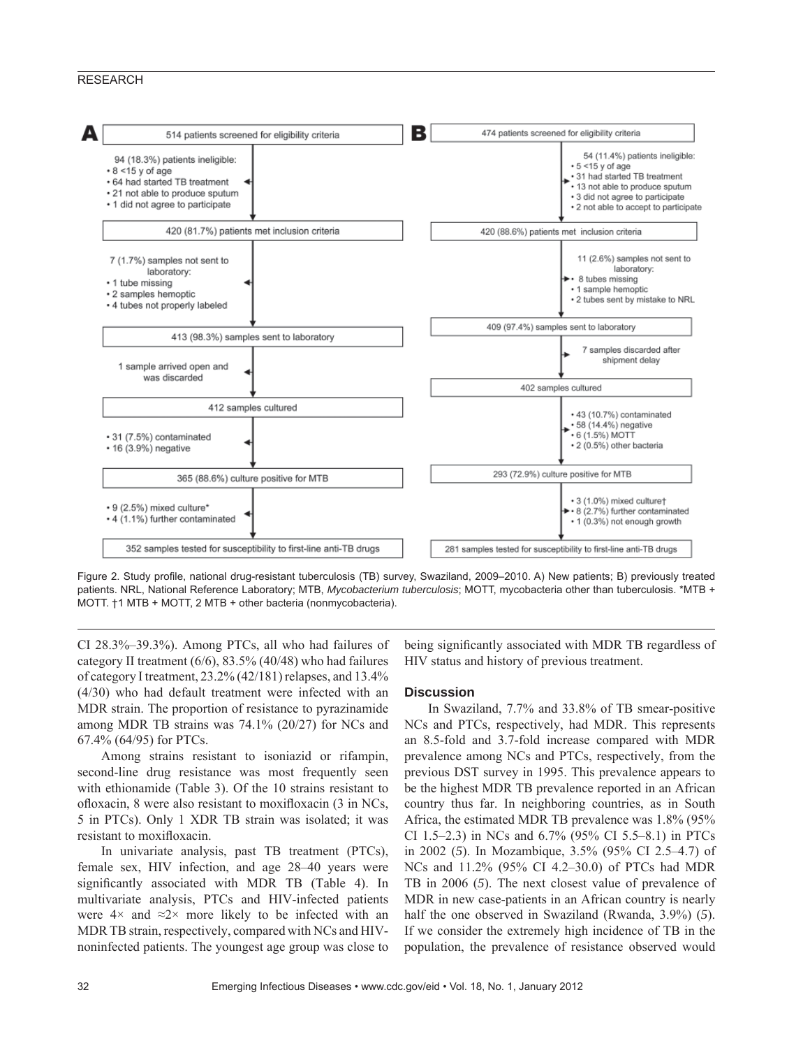**A**

514 patients screened for eligibility criteria

94 (18.3%) patients ineligible:
- 8 <15 y of age
- 64 had started TB treatment
- 21 not able to produce sputum
- 1 did not agree to participate

420 (81.7%) patients met inclusion criteria

7 (1.7%) samples not sent to laboratory:
- 1 tube missing
- 2 samples hemoptic
- 4 tubes not properly labeled

413 (98.3%) samples sent to laboratory

1 sample arrived open and was discarded

412 samples cultured

- 31 (7.5%) contaminated
- 16 (3.9%) negative

365 (88.6%) culture positive for MTB

- 9 (2.5%) mixed culture*
- 4 (1.1%) further contaminated

352 samples tested for susceptibility to first-line anti-TB drugs

**B**

474 patients screened for eligibility criteria

54 (11.4%) patients ineligible:
- 5 <15 y of age
- 31 had started TB treatment
- 13 not able to produce sputum
- 3 did not agree to participate
- 2 not able to accept to participate

420 (88.6%) patients met inclusion criteria

11 (2.6%) samples not sent to laboratory:
- 8 tubes missing
- 1 sample hemoptic
- 2 tubes sent by mistake to NRL

409 (97.4%) samples sent to laboratory

7 samples discarded after shipment delay

402 samples cultured

- 43 (10.7%) contaminated
- 58 (14.4%) negative
- 6 (1.5%) MOTT
- 2 (0.5%) other bacteria

293 (72.9%) culture positive for MTB

- 3 (1.0%) mixed culture†
- 8 (2.7%) further contaminated
- 1 (0.3%) not enough growth

281 samples tested for susceptibility to first-line anti-TB drugs

Figure 2. Study profile, national drug-resistant tuberculosis (TB) survey, Swaziland, 2009–2010. A) New patients; B) previously treated patients. NRL, National Reference Laboratory; MTB, *Mycobacterium tuberculosis*; MOTT, mycobacteria other than tuberculosis. *MTB + MOTT. †1 MTB + MOTT, 2 MTB + other bacteria (nonmycobacteria).

CI 28.3%–39.3%). Among PTCs, all who had failures of category II treatment (6/6), 83.5% (40/48) who had failures of category I treatment, 23.2% (42/181) relapses, and 13.4% (4/30) who had default treatment were infected with an MDR strain. The proportion of resistance to pyrazinamide among MDR TB strains was 74.1% (20/27) for NCs and 67.4% (64/95) for PTCs.

Among strains resistant to isoniazid or rifampin, second-line drug resistance was most frequently seen with ethionamide (Table 3). Of the 10 strains resistant to ofloxacin, 8 were also resistant to moxifloxacin (3 in NCs, 5 in PTCs). Only 1 XDR TB strain was isolated; it was resistant to moxifloxacin.

In univariate analysis, past TB treatment (PTCs), female sex, HIV infection, and age 28–40 years were significantly associated with MDR TB (Table 4). In multivariate analysis, PTCs and HIV-infected patients were 4× and ≈2× more likely to be infected with an MDR TB strain, respectively, compared with NCs and HIV-noninfected patients. The youngest age group was close to being significantly associated with MDR TB regardless of HIV status and history of previous treatment.

## Discussion

In Swaziland, 7.7% and 33.8% of TB smear-positive NCs and PTCs, respectively, had MDR. This represents an 8.5-fold and 3.7-fold increase compared with MDR prevalence among NCs and PTCs, respectively, from the previous DST survey in 1995. This prevalence appears to be the highest MDR TB prevalence reported in an African country thus far. In neighboring countries, as in South Africa, the estimated MDR TB prevalence was 1.8% (95% CI 1.5–2.3) in NCs and 6.7% (95% CI 5.5–8.1) in PTCs in 2002 (*5*). In Mozambique, 3.5% (95% CI 2.5–4.7) of NCs and 11.2% (95% CI 4.2–30.0) of PTCs had MDR TB in 2006 (*5*). The next closest value of prevalence of MDR in new case-patients in an African country is nearly half the one observed in Swaziland (Rwanda, 3.9%) (*5*). If we consider the extremely high incidence of TB in the population, the prevalence of resistance observed would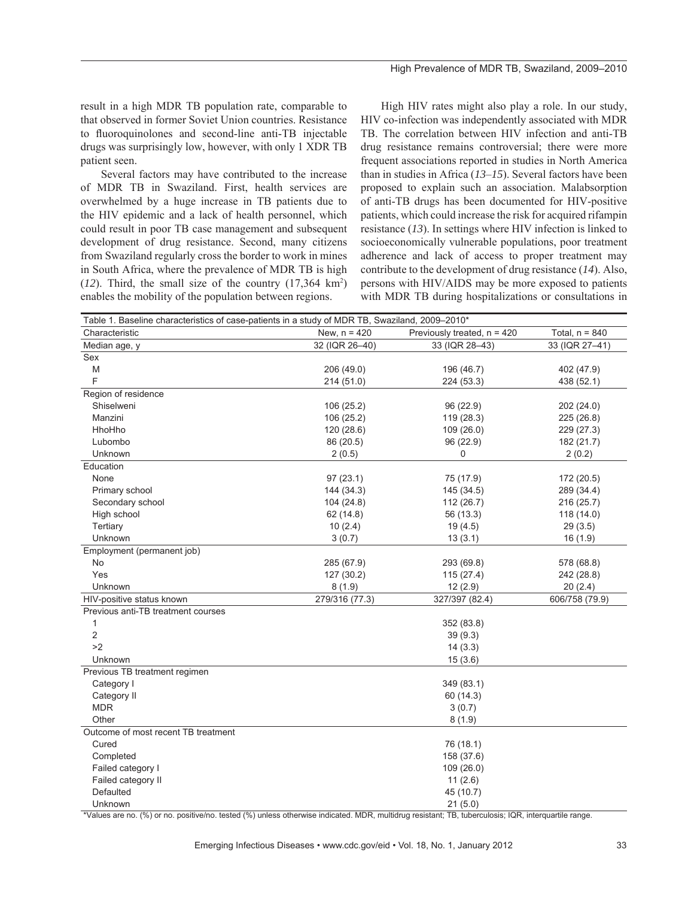result in a high MDR TB population rate, comparable to that observed in former Soviet Union countries. Resistance to fluoroquinolones and second-line anti-TB injectable drugs was surprisingly low, however, with only 1 XDR TB patient seen.

Several factors may have contributed to the increase of MDR TB in Swaziland. First, health services are overwhelmed by a huge increase in TB patients due to the HIV epidemic and a lack of health personnel, which could result in poor TB case management and subsequent development of drug resistance. Second, many citizens from Swaziland regularly cross the border to work in mines in South Africa, where the prevalence of MDR TB is high (*12*). Third, the small size of the country (17,364 km$^2$) enables the mobility of the population between regions.

High HIV rates might also play a role. In our study, HIV co-infection was independently associated with MDR TB. The correlation between HIV infection and anti-TB drug resistance remains controversial; there were more frequent associations reported in studies in North America than in studies in Africa (*13*–*15*). Several factors have been proposed to explain such an association. Malabsorption of anti-TB drugs has been documented for HIV-positive patients, which could increase the risk for acquired rifampin resistance (*13*). In settings where HIV infection is linked to socioeconomically vulnerable populations, poor treatment adherence and lack of access to proper treatment may contribute to the development of drug resistance (*14*). Also, persons with HIV/AIDS may be more exposed to patients with MDR TB during hospitalizations or consultations in

Table 1. Baseline characteristics of case-patients in a study of MDR TB, Swaziland, 2009–2010*

| Characteristic | New, n = 420 | Previously treated, n = 420 | Total, n = 840 |
|---|---|---|---|
| Median age, y | 32 (IQR 26–40) | 33 (IQR 28–43) | 33 (IQR 27–41) |
| Sex | | | |
| M | 206 (49.0) | 196 (46.7) | 402 (47.9) |
| F | 214 (51.0) | 224 (53.3) | 438 (52.1) |
| Region of residence | | | |
| Shiselweni | 106 (25.2) | 96 (22.9) | 202 (24.0) |
| Manzini | 106 (25.2) | 119 (28.3) | 225 (26.8) |
| HhoHho | 120 (28.6) | 109 (26.0) | 229 (27.3) |
| Lubombo | 86 (20.5) | 96 (22.9) | 182 (21.7) |
| Unknown | 2 (0.5) | 0 | 2 (0.2) |
| Education | | | |
| None | 97 (23.1) | 75 (17.9) | 172 (20.5) |
| Primary school | 144 (34.3) | 145 (34.5) | 289 (34.4) |
| Secondary school | 104 (24.8) | 112 (26.7) | 216 (25.7) |
| High school | 62 (14.8) | 56 (13.3) | 118 (14.0) |
| Tertiary | 10 (2.4) | 19 (4.5) | 29 (3.5) |
| Unknown | 3 (0.7) | 13 (3.1) | 16 (1.9) |
| Employment (permanent job) | | | |
| No | 285 (67.9) | 293 (69.8) | 578 (68.8) |
| Yes | 127 (30.2) | 115 (27.4) | 242 (28.8) |
| Unknown | 8 (1.9) | 12 (2.9) | 20 (2.4) |
| HIV-positive status known | 279/316 (77.3) | 327/397 (82.4) | 606/758 (79.9) |
| Previous anti-TB treatment courses | | | |
| 1 | | 352 (83.8) | |
| 2 | | 39 (9.3) | |
| >2 | | 14 (3.3) | |
| Unknown | | 15 (3.6) | |
| Previous TB treatment regimen | | | |
| Category I | | 349 (83.1) | |
| Category II | | 60 (14.3) | |
| MDR | | 3 (0.7) | |
| Other | | 8 (1.9) | |
| Outcome of most recent TB treatment | | | |
| Cured | | 76 (18.1) | |
| Completed | | 158 (37.6) | |
| Failed category I | | 109 (26.0) | |
| Failed category II | | 11 (2.6) | |
| Defaulted | | 45 (10.7) | |
| Unknown | | 21 (5.0) | |

*Values are no. (%) or no. positive/no. tested (%) unless otherwise indicated. MDR, multidrug resistant; TB, tuberculosis; IQR, interquartile range.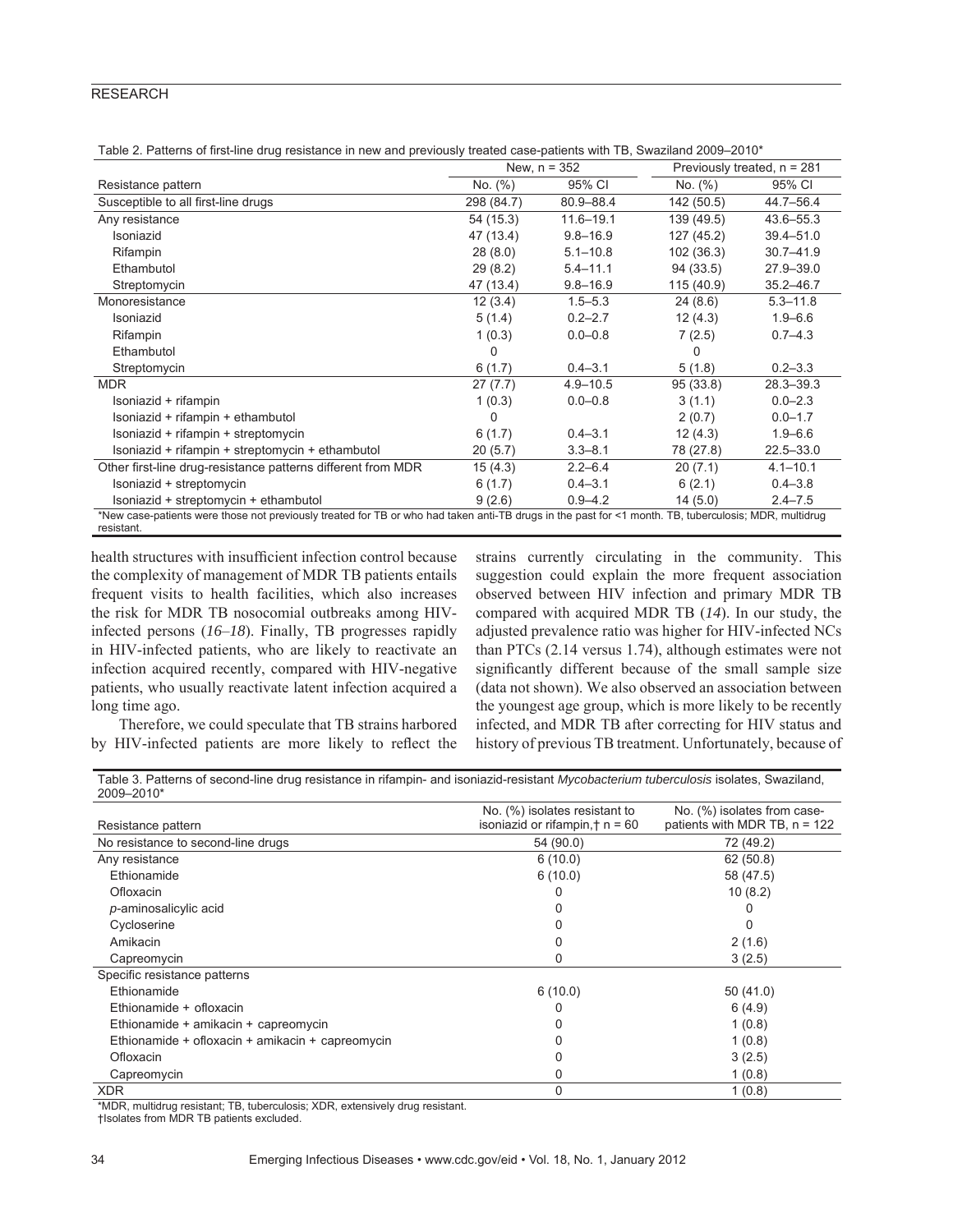Table 2. Patterns of first-line drug resistance in new and previously treated case-patients with TB, Swaziland 2009–2010*

| Resistance pattern | New, n = 352 | | Previously treated, n = 281 | |
|---|---|---|---|---|
| | No. (%) | 95% CI | No. (%) | 95% CI |
| Susceptible to all first-line drugs | 298 (84.7) | 80.9–88.4 | 142 (50.5) | 44.7–56.4 |
| Any resistance | 54 (15.3) | 11.6–19.1 | 139 (49.5) | 43.6–55.3 |
| Isoniazid | 47 (13.4) | 9.8–16.9 | 127 (45.2) | 39.4–51.0 |
| Rifampin | 28 (8.0) | 5.1–10.8 | 102 (36.3) | 30.7–41.9 |
| Ethambutol | 29 (8.2) | 5.4–11.1 | 94 (33.5) | 27.9–39.0 |
| Streptomycin | 47 (13.4) | 9.8–16.9 | 115 (40.9) | 35.2–46.7 |
| Monoresistance | 12 (3.4) | 1.5–5.3 | 24 (8.6) | 5.3–11.8 |
| Isoniazid | 5 (1.4) | 0.2–2.7 | 12 (4.3) | 1.9–6.6 |
| Rifampin | 1 (0.3) | 0.0–0.8 | 7 (2.5) | 0.7–4.3 |
| Ethambutol | 0 | | 0 | |
| Streptomycin | 6 (1.7) | 0.4–3.1 | 5 (1.8) | 0.2–3.3 |
| MDR | 27 (7.7) | 4.9–10.5 | 95 (33.8) | 28.3–39.3 |
| Isoniazid + rifampin | 1 (0.3) | 0.0–0.8 | 3 (1.1) | 0.0–2.3 |
| Isoniazid + rifampin + ethambutol | 0 | | 2 (0.7) | 0.0–1.7 |
| Isoniazid + rifampin + streptomycin | 6 (1.7) | 0.4–3.1 | 12 (4.3) | 1.9–6.6 |
| Isoniazid + rifampin + streptomycin + ethambutol | 20 (5.7) | 3.3–8.1 | 78 (27.8) | 22.5–33.0 |
| Other first-line drug-resistance patterns different from MDR | 15 (4.3) | 2.2–6.4 | 20 (7.1) | 4.1–10.1 |
| Isoniazid + streptomycin | 6 (1.7) | 0.4–3.1 | 6 (2.1) | 0.4–3.8 |
| Isoniazid + streptomycin + ethambutol | 9 (2.6) | 0.9–4.2 | 14 (5.0) | 2.4–7.5 |

*New case-patients were those not previously treated for TB or who had taken anti-TB drugs in the past for <1 month. TB, tuberculosis; MDR, multidrug resistant.

health structures with insufficient infection control because the complexity of management of MDR TB patients entails frequent visits to health facilities, which also increases the risk for MDR TB nosocomial outbreaks among HIV-infected persons (*16–18*). Finally, TB progresses rapidly in HIV-infected patients, who are likely to reactivate an infection acquired recently, compared with HIV-negative patients, who usually reactivate latent infection acquired a long time ago.

Therefore, we could speculate that TB strains harbored by HIV-infected patients are more likely to reflect the strains currently circulating in the community. This suggestion could explain the more frequent association observed between HIV infection and primary MDR TB compared with acquired MDR TB (*14*). In our study, the adjusted prevalence ratio was higher for HIV-infected NCs than PTCs (2.14 versus 1.74), although estimates were not significantly different because of the small sample size (data not shown). We also observed an association between the youngest age group, which is more likely to be recently infected, and MDR TB after correcting for HIV status and history of previous TB treatment. Unfortunately, because of

Table 3. Patterns of second-line drug resistance in rifampin- and isoniazid-resistant *Mycobacterium tuberculosis* isolates, Swaziland, 2009–2010*

| Resistance pattern | No. (%) isolates resistant to isoniazid or rifampin,† n = 60 | No. (%) isolates from case-patients with MDR TB, n = 122 |
|---|---|---|
| No resistance to second-line drugs | 54 (90.0) | 72 (49.2) |
| Any resistance | 6 (10.0) | 62 (50.8) |
| Ethionamide | 6 (10.0) | 58 (47.5) |
| Ofloxacin | 0 | 10 (8.2) |
| *p*-aminosalicylic acid | 0 | 0 |
| Cycloserine | 0 | 0 |
| Amikacin | 0 | 2 (1.6) |
| Capreomycin | 0 | 3 (2.5) |
| Specific resistance patterns | | |
| Ethionamide | 6 (10.0) | 50 (41.0) |
| Ethionamide + ofloxacin | 0 | 6 (4.9) |
| Ethionamide + amikacin + capreomycin | 0 | 1 (0.8) |
| Ethionamide + ofloxacin + amikacin + capreomycin | 0 | 1 (0.8) |
| Ofloxacin | 0 | 3 (2.5) |
| Capreomycin | 0 | 1 (0.8) |
| XDR | 0 | 1 (0.8) |

*MDR, multidrug resistant; TB, tuberculosis; XDR, extensively drug resistant.
†Isolates from MDR TB patients excluded.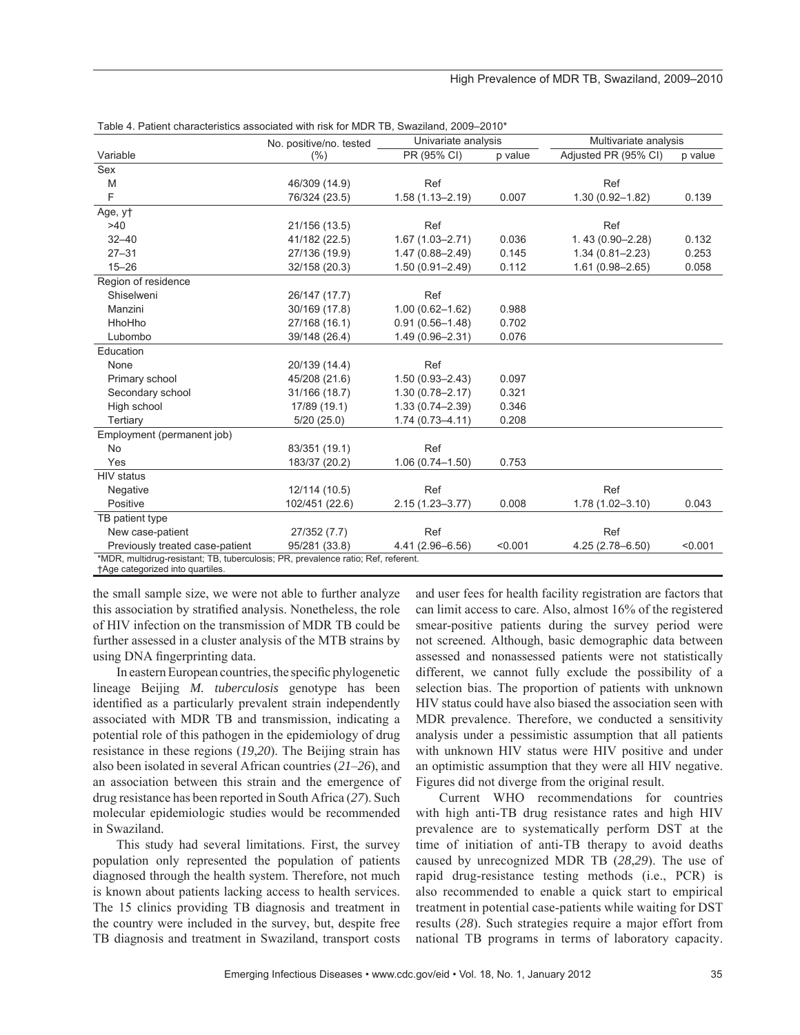Table 4. Patient characteristics associated with risk for MDR TB, Swaziland, 2009–2010*

| Variable | No. positive/no. tested (%) | Univariate analysis | | Multivariate analysis | |
|---|---|---|---|---|---|
| | | PR (95% CI) | p value | Adjusted PR (95% CI) | p value |
| **Sex** | | | | | |
| M | 46/309 (14.9) | Ref | | Ref | |
| F | 76/324 (23.5) | 1.58 (1.13–2.19) | 0.007 | 1.30 (0.92–1.82) | 0.139 |
| **Age, y†** | | | | | |
| >40 | 21/156 (13.5) | Ref | | Ref | |
| 32–40 | 41/182 (22.5) | 1.67 (1.03–2.71) | 0.036 | 1. 43 (0.90–2.28) | 0.132 |
| 27–31 | 27/136 (19.9) | 1.47 (0.88–2.49) | 0.145 | 1.34 (0.81–2.23) | 0.253 |
| 15–26 | 32/158 (20.3) | 1.50 (0.91–2.49) | 0.112 | 1.61 (0.98–2.65) | 0.058 |
| **Region of residence** | | | | | |
| Shiselweni | 26/147 (17.7) | Ref | | | |
| Manzini | 30/169 (17.8) | 1.00 (0.62–1.62) | 0.988 | | |
| HhoHho | 27/168 (16.1) | 0.91 (0.56–1.48) | 0.702 | | |
| Lubombo | 39/148 (26.4) | 1.49 (0.96–2.31) | 0.076 | | |
| **Education** | | | | | |
| None | 20/139 (14.4) | Ref | | | |
| Primary school | 45/208 (21.6) | 1.50 (0.93–2.43) | 0.097 | | |
| Secondary school | 31/166 (18.7) | 1.30 (0.78–2.17) | 0.321 | | |
| High school | 17/89 (19.1) | 1.33 (0.74–2.39) | 0.346 | | |
| Tertiary | 5/20 (25.0) | 1.74 (0.73–4.11) | 0.208 | | |
| **Employment (permanent job)** | | | | | |
| No | 83/351 (19.1) | Ref | | | |
| Yes | 183/37 (20.2) | 1.06 (0.74–1.50) | 0.753 | | |
| **HIV status** | | | | | |
| Negative | 12/114 (10.5) | Ref | | Ref | |
| Positive | 102/451 (22.6) | 2.15 (1.23–3.77) | 0.008 | 1.78 (1.02–3.10) | 0.043 |
| **TB patient type** | | | | | |
| New case-patient | 27/352 (7.7) | Ref | | Ref | |
| Previously treated case-patient | 95/281 (33.8) | 4.41 (2.96–6.56) | <0.001 | 4.25 (2.78–6.50) | <0.001 |

*MDR, multidrug-resistant; TB, tuberculosis; PR, prevalence ratio; Ref, referent.
†Age categorized into quartiles.

the small sample size, we were not able to further analyze this association by stratified analysis. Nonetheless, the role of HIV infection on the transmission of MDR TB could be further assessed in a cluster analysis of the MTB strains by using DNA fingerprinting data.

In eastern European countries, the specific phylogenetic lineage Beijing *M. tuberculosis* genotype has been identified as a particularly prevalent strain independently associated with MDR TB and transmission, indicating a potential role of this pathogen in the epidemiology of drug resistance in these regions (*19*,*20*). The Beijing strain has also been isolated in several African countries (*21*–*26*), and an association between this strain and the emergence of drug resistance has been reported in South Africa (*27*). Such molecular epidemiologic studies would be recommended in Swaziland.

This study had several limitations. First, the survey population only represented the population of patients diagnosed through the health system. Therefore, not much is known about patients lacking access to health services. The 15 clinics providing TB diagnosis and treatment in the country were included in the survey, but, despite free TB diagnosis and treatment in Swaziland, transport costs and user fees for health facility registration are factors that can limit access to care. Also, almost 16% of the registered smear-positive patients during the survey period were not screened. Although, basic demographic data between assessed and nonassessed patients were not statistically different, we cannot fully exclude the possibility of a selection bias. The proportion of patients with unknown HIV status could have also biased the association seen with MDR prevalence. Therefore, we conducted a sensitivity analysis under a pessimistic assumption that all patients with unknown HIV status were HIV positive and under an optimistic assumption that they were all HIV negative. Figures did not diverge from the original result.

Current WHO recommendations for countries with high anti-TB drug resistance rates and high HIV prevalence are to systematically perform DST at the time of initiation of anti-TB therapy to avoid deaths caused by unrecognized MDR TB (*28*,*29*). The use of rapid drug-resistance testing methods (i.e., PCR) is also recommended to enable a quick start to empirical treatment in potential case-patients while waiting for DST results (*28*). Such strategies require a major effort from national TB programs in terms of laboratory capacity.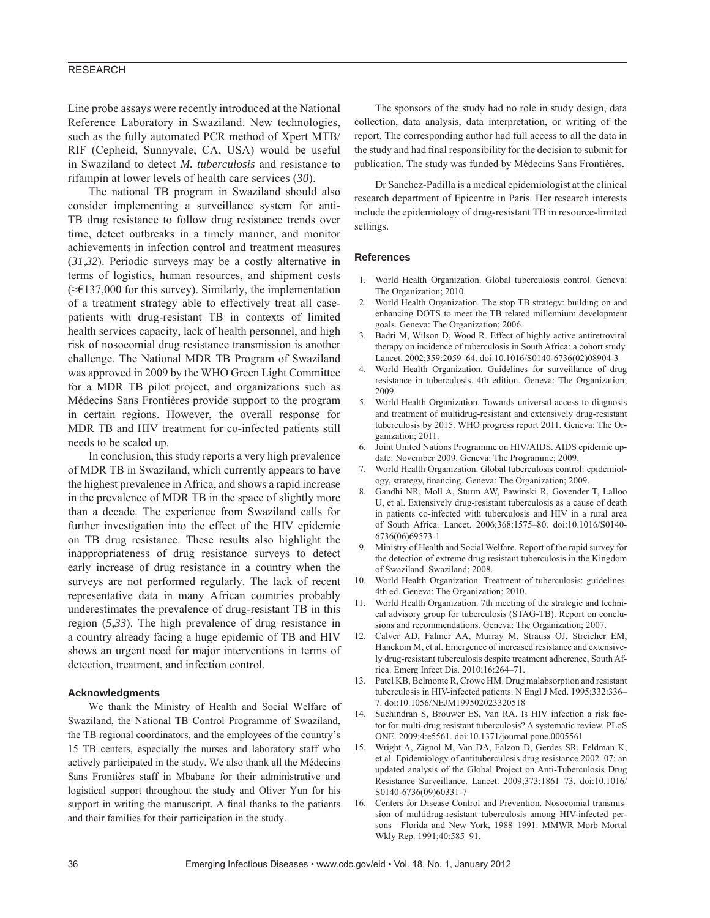Line probe assays were recently introduced at the National Reference Laboratory in Swaziland. New technologies, such as the fully automated PCR method of Xpert MTB/RIF (Cepheid, Sunnyvale, CA, USA) would be useful in Swaziland to detect *M. tuberculosis* and resistance to rifampin at lower levels of health care services (*30*).

The national TB program in Swaziland should also consider implementing a surveillance system for anti-TB drug resistance to follow drug resistance trends over time, detect outbreaks in a timely manner, and monitor achievements in infection control and treatment measures (*31*,*32*). Periodic surveys may be a costly alternative in terms of logistics, human resources, and shipment costs (≈€137,000 for this survey). Similarly, the implementation of a treatment strategy able to effectively treat all case-patients with drug-resistant TB in contexts of limited health services capacity, lack of health personnel, and high risk of nosocomial drug resistance transmission is another challenge. The National MDR TB Program of Swaziland was approved in 2009 by the WHO Green Light Committee for a MDR TB pilot project, and organizations such as Médecins Sans Frontières provide support to the program in certain regions. However, the overall response for MDR TB and HIV treatment for co-infected patients still needs to be scaled up.

In conclusion, this study reports a very high prevalence of MDR TB in Swaziland, which currently appears to have the highest prevalence in Africa, and shows a rapid increase in the prevalence of MDR TB in the space of slightly more than a decade. The experience from Swaziland calls for further investigation into the effect of the HIV epidemic on TB drug resistance. These results also highlight the inappropriateness of drug resistance surveys to detect early increase of drug resistance in a country when the surveys are not performed regularly. The lack of recent representative data in many African countries probably underestimates the prevalence of drug-resistant TB in this region (*5*,*33*). The high prevalence of drug resistance in a country already facing a huge epidemic of TB and HIV shows an urgent need for major interventions in terms of detection, treatment, and infection control.

#### Acknowledgments

We thank the Ministry of Health and Social Welfare of Swaziland, the National TB Control Programme of Swaziland, the TB regional coordinators, and the employees of the country's 15 TB centers, especially the nurses and laboratory staff who actively participated in the study. We also thank all the Médecins Sans Frontières staff in Mbabane for their administrative and logistical support throughout the study and Oliver Yun for his support in writing the manuscript. A final thanks to the patients and their families for their participation in the study.

The sponsors of the study had no role in study design, data collection, data analysis, data interpretation, or writing of the report. The corresponding author had full access to all the data in the study and had final responsibility for the decision to submit for publication. The study was funded by Médecins Sans Frontières.

Dr Sanchez-Padilla is a medical epidemiologist at the clinical research department of Epicentre in Paris. Her research interests include the epidemiology of drug-resistant TB in resource-limited settings.

#### References

1. World Health Organization. Global tuberculosis control. Geneva: The Organization; 2010.
2. World Health Organization. The stop TB strategy: building on and enhancing DOTS to meet the TB related millennium development goals. Geneva: The Organization; 2006.
3. Badri M, Wilson D, Wood R. Effect of highly active antiretroviral therapy on incidence of tuberculosis in South Africa: a cohort study. Lancet. 2002;359:2059–64. doi:10.1016/S0140-6736(02)08904-3
4. World Health Organization. Guidelines for surveillance of drug resistance in tuberculosis. 4th edition. Geneva: The Organization; 2009.
5. World Health Organization. Towards universal access to diagnosis and treatment of multidrug-resistant and extensively drug-resistant tuberculosis by 2015. WHO progress report 2011. Geneva: The Organization; 2011.
6. Joint United Nations Programme on HIV/AIDS. AIDS epidemic update: November 2009. Geneva: The Programme; 2009.
7. World Health Organization. Global tuberculosis control: epidemiology, strategy, financing. Geneva: The Organization; 2009.
8. Gandhi NR, Moll A, Sturm AW, Pawinski R, Govender T, Lalloo U, et al. Extensively drug-resistant tuberculosis as a cause of death in patients co-infected with tuberculosis and HIV in a rural area of South Africa. Lancet. 2006;368:1575–80. doi:10.1016/S0140-6736(06)69573-1
9. Ministry of Health and Social Welfare. Report of the rapid survey for the detection of extreme drug resistant tuberculosis in the Kingdom of Swaziland. Swaziland; 2008.
10. World Health Organization. Treatment of tuberculosis: guidelines. 4th ed. Geneva: The Organization; 2010.
11. World Health Organization. 7th meeting of the strategic and technical advisory group for tuberculosis (STAG-TB). Report on conclusions and recommendations. Geneva: The Organization; 2007.
12. Calver AD, Falmer AA, Murray M, Strauss OJ, Streicher EM, Hanekom M, et al. Emergence of increased resistance and extensively drug-resistant tuberculosis despite treatment adherence, South Africa. Emerg Infect Dis. 2010;16:264–71.
13. Patel KB, Belmonte R, Crowe HM. Drug malabsorption and resistant tuberculosis in HIV-infected patients. N Engl J Med. 1995;332:336–7. doi:10.1056/NEJM199502023320518
14. Suchindran S, Brouwer ES, Van RA. Is HIV infection a risk factor for multi-drug resistant tuberculosis? A systematic review. PLoS ONE. 2009;4:e5561. doi:10.1371/journal.pone.0005561
15. Wright A, Zignol M, Van DA, Falzon D, Gerdes SR, Feldman K, et al. Epidemiology of antituberculosis drug resistance 2002–07: an updated analysis of the Global Project on Anti-Tuberculosis Drug Resistance Surveillance. Lancet. 2009;373:1861–73. doi:10.1016/S0140-6736(09)60331-7
16. Centers for Disease Control and Prevention. Nosocomial transmission of multidrug-resistant tuberculosis among HIV-infected persons—Florida and New York, 1988–1991. MMWR Morb Mortal Wkly Rep. 1991;40:585–91.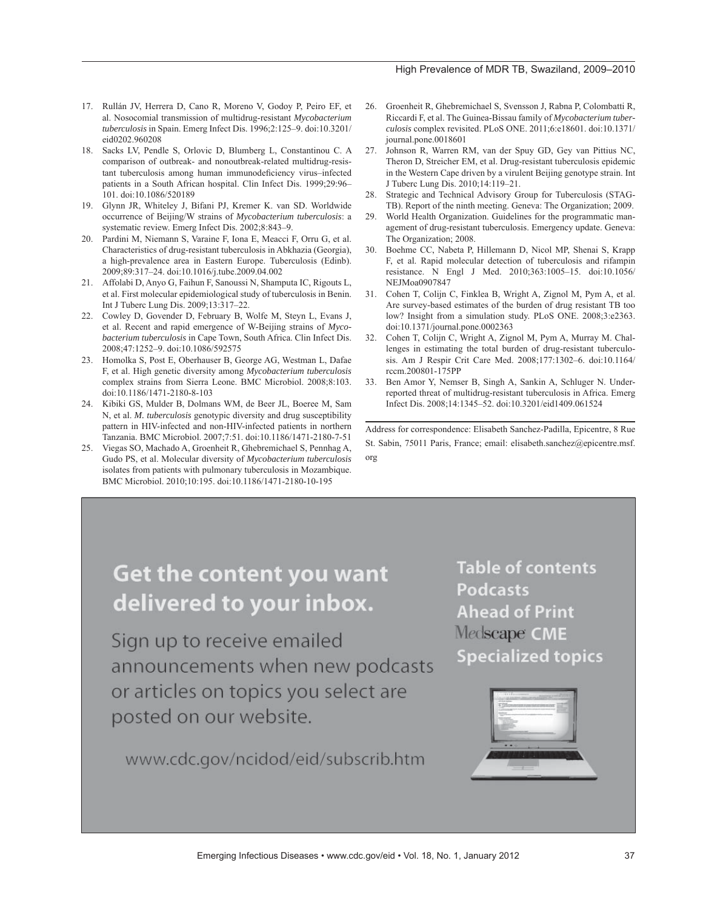17. Rullán JV, Herrera D, Cano R, Moreno V, Godoy P, Peiro EF, et al. Nosocomial transmission of multidrug-resistant *Mycobacterium tuberculosis* in Spain. Emerg Infect Dis. 1996;2:125–9. doi:10.3201/eid0202.960208
18. Sacks LV, Pendle S, Orlovic D, Blumberg L, Constantinou C. A comparison of outbreak- and nonoutbreak-related multidrug-resistant tuberculosis among human immunodeficiency virus–infected patients in a South African hospital. Clin Infect Dis. 1999;29:96–101. doi:10.1086/520189
19. Glynn JR, Whiteley J, Bifani PJ, Kremer K. van SD. Worldwide occurrence of Beijing/W strains of *Mycobacterium tuberculosis*: a systematic review. Emerg Infect Dis. 2002;8:843–9.
20. Pardini M, Niemann S, Varaine F, Iona E, Meacci F, Orru G, et al. Characteristics of drug-resistant tuberculosis in Abkhazia (Georgia), a high-prevalence area in Eastern Europe. Tuberculosis (Edinb). 2009;89:317–24. doi:10.1016/j.tube.2009.04.002
21. Affolabi D, Anyo G, Faihun F, Sanoussi N, Shamputa IC, Rigouts L, et al. First molecular epidemiological study of tuberculosis in Benin. Int J Tuberc Lung Dis. 2009;13:317–22.
22. Cowley D, Govender D, February B, Wolfe M, Steyn L, Evans J, et al. Recent and rapid emergence of W-Beijing strains of *Mycobacterium tuberculosis* in Cape Town, South Africa. Clin Infect Dis. 2008;47:1252–9. doi:10.1086/592575
23. Homolka S, Post E, Oberhauser B, George AG, Westman L, Dafae F, et al. High genetic diversity among *Mycobacterium tuberculosis* complex strains from Sierra Leone. BMC Microbiol. 2008;8:103. doi:10.1186/1471-2180-8-103
24. Kibiki GS, Mulder B, Dolmans WM, de Beer JL, Boeree M, Sam N, et al. *M. tuberculosis* genotypic diversity and drug susceptibility pattern in HIV-infected and non-HIV-infected patients in northern Tanzania. BMC Microbiol. 2007;7:51. doi:10.1186/1471-2180-7-51
25. Viegas SO, Machado A, Groenheit R, Ghebremichael S, Pennhag A, Gudo PS, et al. Molecular diversity of *Mycobacterium tuberculosis* isolates from patients with pulmonary tuberculosis in Mozambique. BMC Microbiol. 2010;10:195. doi:10.1186/1471-2180-10-195
26. Groenheit R, Ghebremichael S, Svensson J, Rabna P, Colombatti R, Riccardi F, et al. The Guinea-Bissau family of *Mycobacterium tuberculosis* complex revisited. PLoS ONE. 2011;6:e18601. doi:10.1371/journal.pone.0018601
27. Johnson R, Warren RM, van der Spuy GD, Gey van Pittius NC, Theron D, Streicher EM, et al. Drug-resistant tuberculosis epidemic in the Western Cape driven by a virulent Beijing genotype strain. Int J Tuberc Lung Dis. 2010;14:119–21.
28. Strategic and Technical Advisory Group for Tuberculosis (STAG-TB). Report of the ninth meeting. Geneva: The Organization; 2009.
29. World Health Organization. Guidelines for the programmatic management of drug-resistant tuberculosis. Emergency update. Geneva: The Organization; 2008.
30. Boehme CC, Nabeta P, Hillemann D, Nicol MP, Shenai S, Krapp F, et al. Rapid molecular detection of tuberculosis and rifampin resistance. N Engl J Med. 2010;363:1005–15. doi:10.1056/NEJMoa0907847
31. Cohen T, Colijn C, Finklea B, Wright A, Zignol M, Pym A, et al. Are survey-based estimates of the burden of drug resistant TB too low? Insight from a simulation study. PLoS ONE. 2008;3:e2363. doi:10.1371/journal.pone.0002363
32. Cohen T, Colijn C, Wright A, Zignol M, Pym A, Murray M. Challenges in estimating the total burden of drug-resistant tuberculosis. Am J Respir Crit Care Med. 2008;177:1302–6. doi:10.1164/rccm.200801-175PP
33. Ben Amor Y, Nemser B, Singh A, Sankin A, Schluger N. Underreported threat of multidrug-resistant tuberculosis in Africa. Emerg Infect Dis. 2008;14:1345–52. doi:10.3201/eid1409.061524

Address for correspondence: Elisabeth Sanchez-Padilla, Epicentre, 8 Rue St. Sabin, 75011 Paris, France; email: elisabeth.sanchez@epicentre.msf.org

**Get the content you want delivered to your inbox.**

Sign up to receive emailed announcements when new podcasts or articles on topics you select are posted on our website.

www.cdc.gov/ncidod/eid/subscrib.htm

**Table of contents**
**Podcasts**
**Ahead of Print**
**Medscape CME**
**Specialized topics**